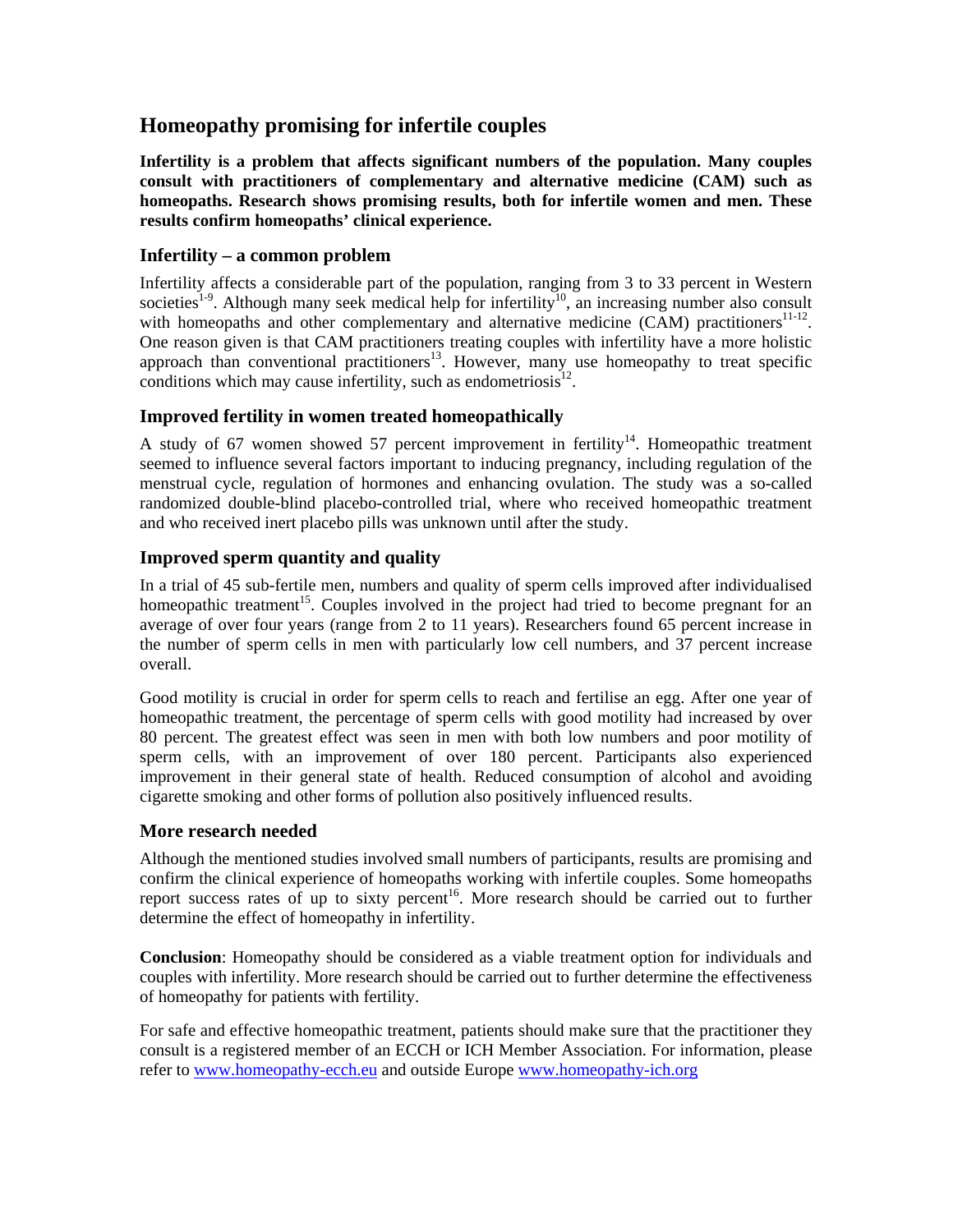# Homeopathy promising for infertile couples

**Infertility is a problem that affects significant numbers of the population. Many couples consult with practitioners of complementary and alternative medicine (CAM) such as homeopaths. Research shows promising results, both for infertile women and men. These results confirm homeopaths' clinical experience.**

## Infertility – a common problem

Infertility affects a considerable part of the population, ranging from 3 to 33 percent in Western societies[1-9]. Although many seek medical help for infertility[10], an increasing number also consult with homeopaths and other complementary and alternative medicine (CAM) practitioners[11-12]. One reason given is that CAM practitioners treating couples with infertility have a more holistic approach than conventional practitioners[13]. However, many use homeopathy to treat specific conditions which may cause infertility, such as endometriosis[12].

## Improved fertility in women treated homeopathically

A study of 67 women showed 57 percent improvement in fertility[14]. Homeopathic treatment seemed to influence several factors important to inducing pregnancy, including regulation of the menstrual cycle, regulation of hormones and enhancing ovulation. The study was a so-called randomized double-blind placebo-controlled trial, where who received homeopathic treatment and who received inert placebo pills was unknown until after the study.

## Improved sperm quantity and quality

In a trial of 45 sub-fertile men, numbers and quality of sperm cells improved after individualised homeopathic treatment[15]. Couples involved in the project had tried to become pregnant for an average of over four years (range from 2 to 11 years). Researchers found 65 percent increase in the number of sperm cells in men with particularly low cell numbers, and 37 percent increase overall.

Good motility is crucial in order for sperm cells to reach and fertilise an egg. After one year of homeopathic treatment, the percentage of sperm cells with good motility had increased by over 80 percent. The greatest effect was seen in men with both low numbers and poor motility of sperm cells, with an improvement of over 180 percent. Participants also experienced improvement in their general state of health. Reduced consumption of alcohol and avoiding cigarette smoking and other forms of pollution also positively influenced results.

## More research needed

Although the mentioned studies involved small numbers of participants, results are promising and confirm the clinical experience of homeopaths working with infertile couples. Some homeopaths report success rates of up to sixty percent[16]. More research should be carried out to further determine the effect of homeopathy in infertility.

**Conclusion**: Homeopathy should be considered as a viable treatment option for individuals and couples with infertility. More research should be carried out to further determine the effectiveness of homeopathy for patients with fertility.

For safe and effective homeopathic treatment, patients should make sure that the practitioner they consult is a registered member of an ECCH or ICH Member Association. For information, please refer to www.homeopathy-ecch.eu and outside Europe www.homeopathy-ich.org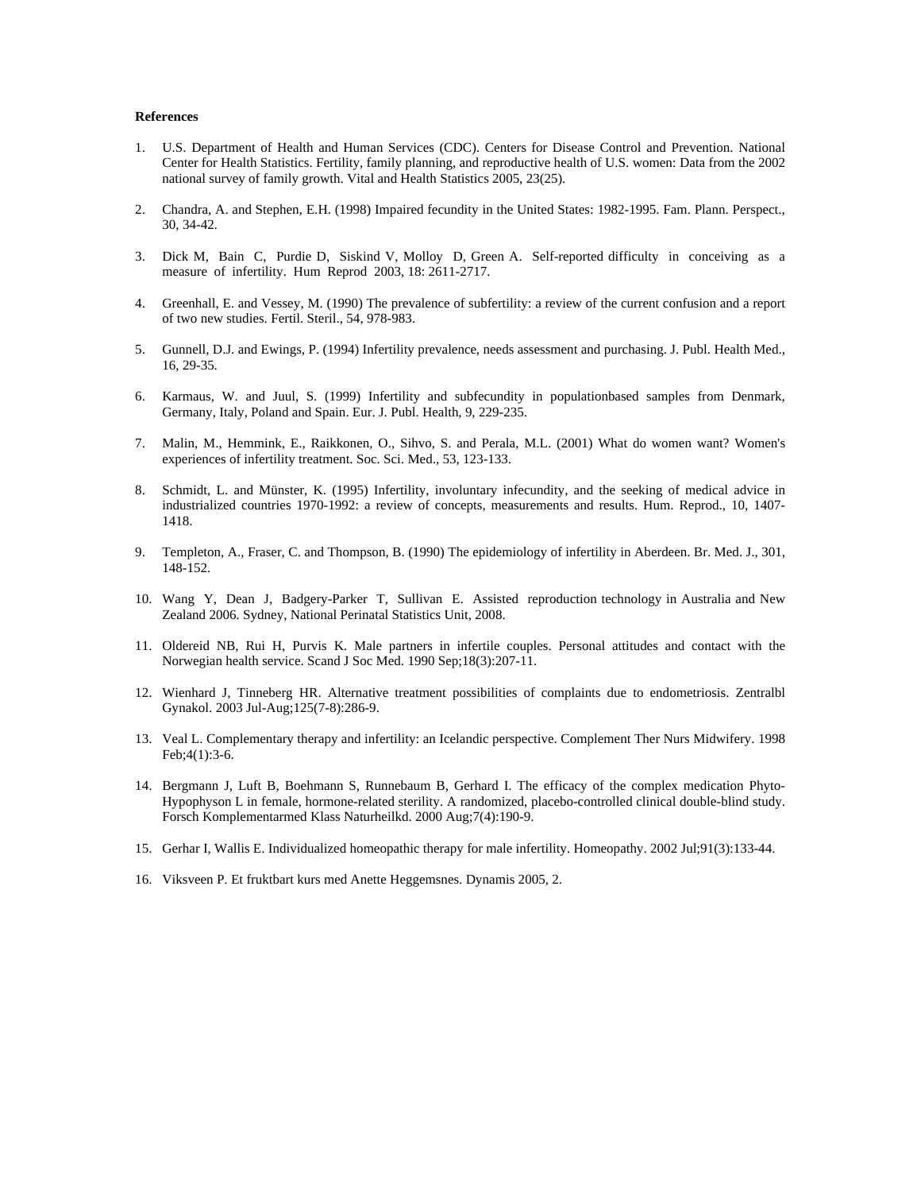**References**

1. U.S. Department of Health and Human Services (CDC). Centers for Disease Control and Prevention. National Center for Health Statistics. Fertility, family planning, and reproductive health of U.S. women: Data from the 2002 national survey of family growth. Vital and Health Statistics 2005, 23(25).

2. Chandra, A. and Stephen, E.H. (1998) Impaired fecundity in the United States: 1982-1995. Fam. Plann. Perspect., 30, 34-42.

3. Dick M, Bain C, Purdie D, Siskind V, Molloy D, Green A. Self-reported difficulty in conceiving as a measure of infertility. Hum Reprod 2003, 18: 2611-2717.

4. Greenhall, E. and Vessey, M. (1990) The prevalence of subfertility: a review of the current confusion and a report of two new studies. Fertil. Steril., 54, 978-983.

5. Gunnell, D.J. and Ewings, P. (1994) Infertility prevalence, needs assessment and purchasing. J. Publ. Health Med., 16, 29-35.

6. Karmaus, W. and Juul, S. (1999) Infertility and subfecundity in populationbased samples from Denmark, Germany, Italy, Poland and Spain. Eur. J. Publ. Health, 9, 229-235.

7. Malin, M., Hemmink, E., Raikkonen, O., Sihvo, S. and Perala, M.L. (2001) What do women want? Women's experiences of infertility treatment. Soc. Sci. Med., 53, 123-133.

8. Schmidt, L. and Münster, K. (1995) Infertility, involuntary infecundity, and the seeking of medical advice in industrialized countries 1970-1992: a review of concepts, measurements and results. Hum. Reprod., 10, 1407-1418.

9. Templeton, A., Fraser, C. and Thompson, B. (1990) The epidemiology of infertility in Aberdeen. Br. Med. J., 301, 148-152.

10. Wang Y, Dean J, Badgery-Parker T, Sullivan E. Assisted reproduction technology in Australia and New Zealand 2006. Sydney, National Perinatal Statistics Unit, 2008.

11. Oldereid NB, Rui H, Purvis K. Male partners in infertile couples. Personal attitudes and contact with the Norwegian health service. Scand J Soc Med. 1990 Sep;18(3):207-11.

12. Wienhard J, Tinneberg HR. Alternative treatment possibilities of complaints due to endometriosis. Zentralbl Gynakol. 2003 Jul-Aug;125(7-8):286-9.

13. Veal L. Complementary therapy and infertility: an Icelandic perspective. Complement Ther Nurs Midwifery. 1998 Feb;4(1):3-6.

14. Bergmann J, Luft B, Boehmann S, Runnebaum B, Gerhard I. The efficacy of the complex medication Phyto-Hypophyson L in female, hormone-related sterility. A randomized, placebo-controlled clinical double-blind study. Forsch Komplementarmed Klass Naturheilkd. 2000 Aug;7(4):190-9.

15. Gerhar I, Wallis E. Individualized homeopathic therapy for male infertility. Homeopathy. 2002 Jul;91(3):133-44.

16. Viksveen P. Et fruktbart kurs med Anette Heggemsnes. Dynamis 2005, 2.